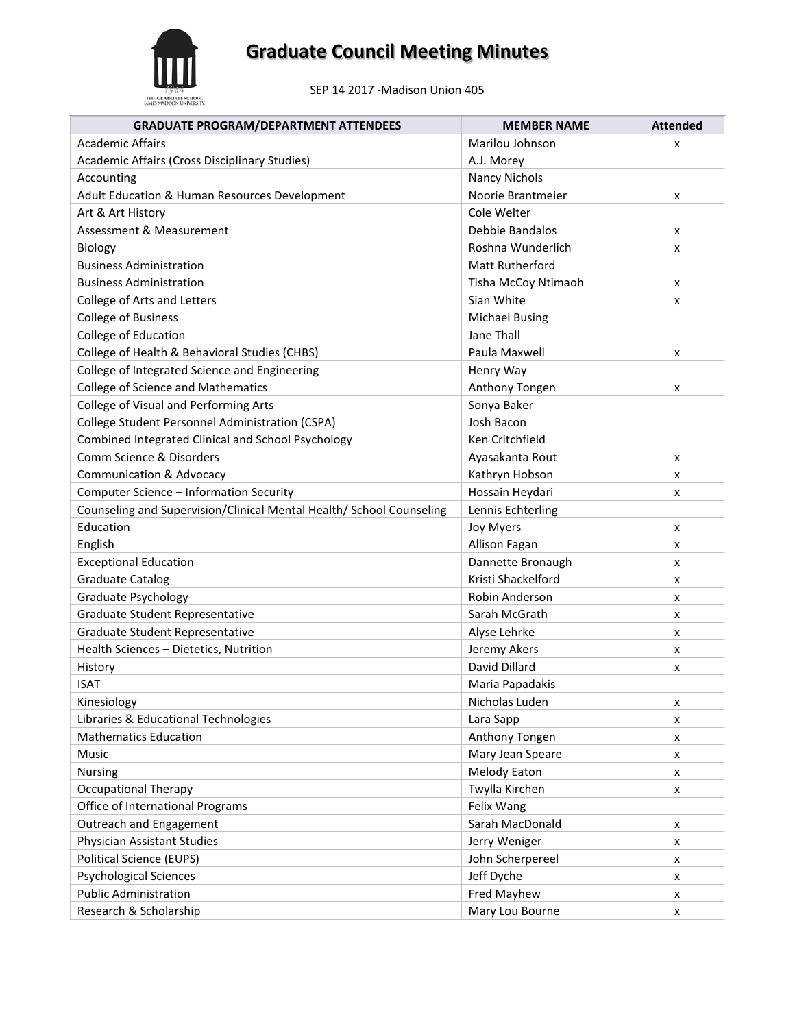# Graduate Council Meeting Minutes

SEP 14 2017 -Madison Union 405

| GRADUATE PROGRAM/DEPARTMENT ATTENDEES | MEMBER NAME | Attended |
|---|---|---|
| Academic Affairs | Marilou Johnson | x |
| Academic Affairs (Cross Disciplinary Studies) | A.J. Morey | |
| Accounting | Nancy Nichols | |
| Adult Education & Human Resources Development | Noorie Brantmeier | x |
| Art & Art History | Cole Welter | |
| Assessment & Measurement | Debbie Bandalos | x |
| Biology | Roshna Wunderlich | x |
| Business Administration | Matt Rutherford | |
| Business Administration | Tisha McCoy Ntimaoh | x |
| College of Arts and Letters | Sian White | x |
| College of Business | Michael Busing | |
| College of Education | Jane Thall | |
| College of Health & Behavioral Studies (CHBS) | Paula Maxwell | x |
| College of Integrated Science and Engineering | Henry Way | |
| College of Science and Mathematics | Anthony Tongen | x |
| College of Visual and Performing Arts | Sonya Baker | |
| College Student Personnel Administration (CSPA) | Josh Bacon | |
| Combined Integrated Clinical and School Psychology | Ken Critchfield | |
| Comm Science & Disorders | Ayasakanta Rout | x |
| Communication & Advocacy | Kathryn Hobson | x |
| Computer Science – Information Security | Hossain Heydari | x |
| Counseling and Supervision/Clinical Mental Health/ School Counseling | Lennis Echterling | |
| Education | Joy Myers | x |
| English | Allison Fagan | x |
| Exceptional Education | Dannette Bronaugh | x |
| Graduate Catalog | Kristi Shackelford | x |
| Graduate Psychology | Robin Anderson | x |
| Graduate Student Representative | Sarah McGrath | x |
| Graduate Student Representative | Alyse Lehrke | x |
| Health Sciences – Dietetics, Nutrition | Jeremy Akers | x |
| History | David Dillard | x |
| ISAT | Maria Papadakis | |
| Kinesiology | Nicholas Luden | x |
| Libraries & Educational Technologies | Lara Sapp | x |
| Mathematics Education | Anthony Tongen | x |
| Music | Mary Jean Speare | x |
| Nursing | Melody Eaton | x |
| Occupational Therapy | Twylla Kirchen | x |
| Office of International Programs | Felix Wang | |
| Outreach and Engagement | Sarah MacDonald | x |
| Physician Assistant Studies | Jerry Weniger | x |
| Political Science (EUPS) | John Scherpereel | x |
| Psychological Sciences | Jeff Dyche | x |
| Public Administration | Fred Mayhew | x |
| Research & Scholarship | Mary Lou Bourne | x |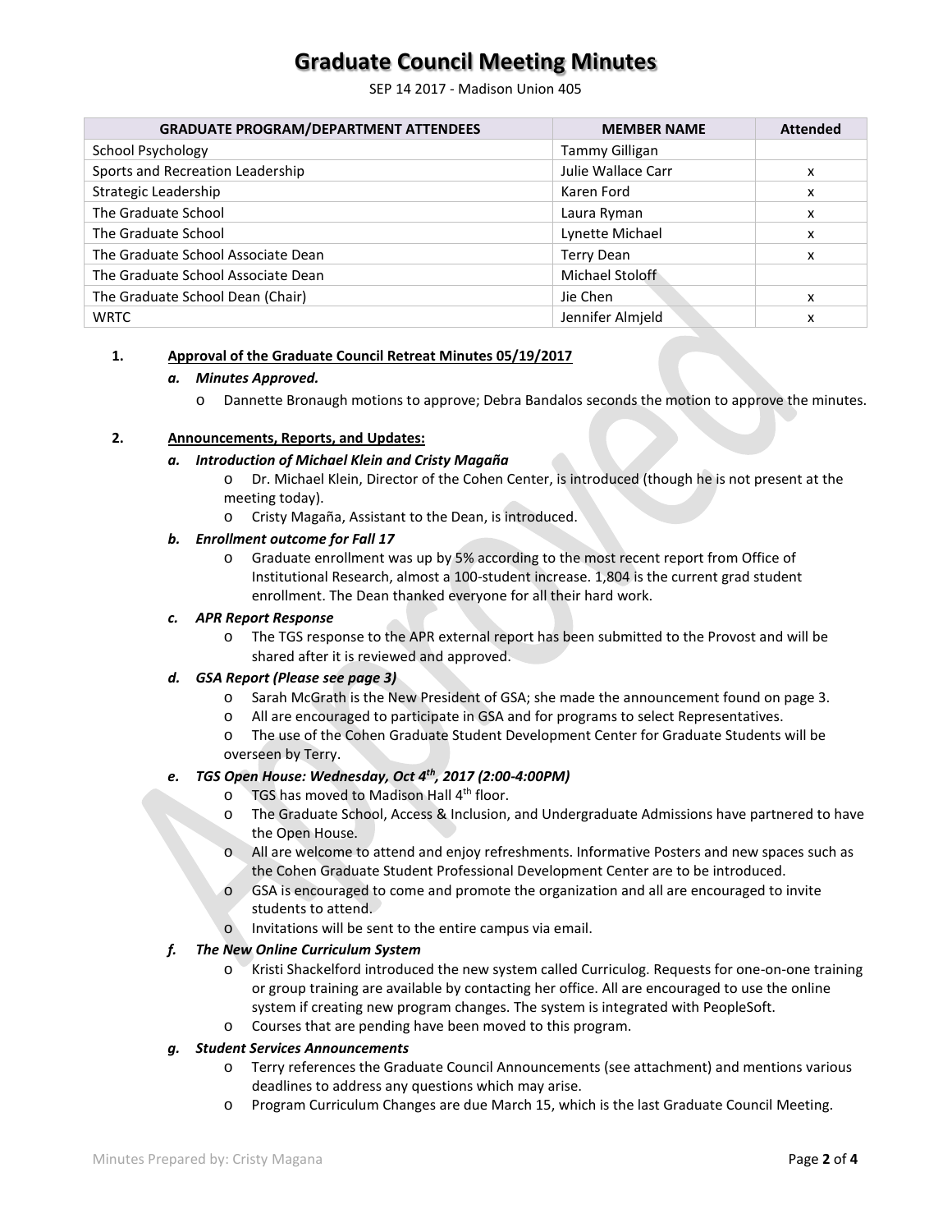# Graduate Council Meeting Minutes

SEP 14 2017 - Madison Union 405

| GRADUATE PROGRAM/DEPARTMENT ATTENDEES | MEMBER NAME | Attended |
|---|---|---|
| School Psychology | Tammy Gilligan | |
| Sports and Recreation Leadership | Julie Wallace Carr | x |
| Strategic Leadership | Karen Ford | x |
| The Graduate School | Laura Ryman | x |
| The Graduate School | Lynette Michael | x |
| The Graduate School Associate Dean | Terry Dean | x |
| The Graduate School Associate Dean | Michael Stoloff | |
| The Graduate School Dean (Chair) | Jie Chen | x |
| WRTC | Jennifer Almjeld | x |

1. **Approval of the Graduate Council Retreat Minutes 05/19/2017**
   - a. ***Minutes Approved.***
     - Dannette Bronaugh motions to approve; Debra Bandalos seconds the motion to approve the minutes.

2. **Announcements, Reports, and Updates:**
   - a. ***Introduction of Michael Klein and Cristy Magaña***
     - Dr. Michael Klein, Director of the Cohen Center, is introduced (though he is not present at the meeting today).
     - Cristy Magaña, Assistant to the Dean, is introduced.
   - b. ***Enrollment outcome for Fall 17***
     - Graduate enrollment was up by 5% according to the most recent report from Office of Institutional Research, almost a 100-student increase. 1,804 is the current grad student enrollment. The Dean thanked everyone for all their hard work.
   - c. ***APR Report Response***
     - The TGS response to the APR external report has been submitted to the Provost and will be shared after it is reviewed and approved.
   - d. ***GSA Report (Please see page 3)***
     - Sarah McGrath is the New President of GSA; she made the announcement found on page 3.
     - All are encouraged to participate in GSA and for programs to select Representatives.
     - The use of the Cohen Graduate Student Development Center for Graduate Students will be overseen by Terry.
   - e. ***TGS Open House: Wednesday, Oct 4th, 2017 (2:00-4:00PM)***
     - TGS has moved to Madison Hall 4th floor.
     - The Graduate School, Access & Inclusion, and Undergraduate Admissions have partnered to have the Open House.
     - All are welcome to attend and enjoy refreshments. Informative Posters and new spaces such as the Cohen Graduate Student Professional Development Center are to be introduced.
     - GSA is encouraged to come and promote the organization and all are encouraged to invite students to attend.
     - Invitations will be sent to the entire campus via email.
   - f. ***The New Online Curriculum System***
     - Kristi Shackelford introduced the new system called Curriculog. Requests for one-on-one training or group training are available by contacting her office. All are encouraged to use the online system if creating new program changes. The system is integrated with PeopleSoft.
     - Courses that are pending have been moved to this program.
   - g. ***Student Services Announcements***
     - Terry references the Graduate Council Announcements (see attachment) and mentions various deadlines to address any questions which may arise.
     - Program Curriculum Changes are due March 15, which is the last Graduate Council Meeting.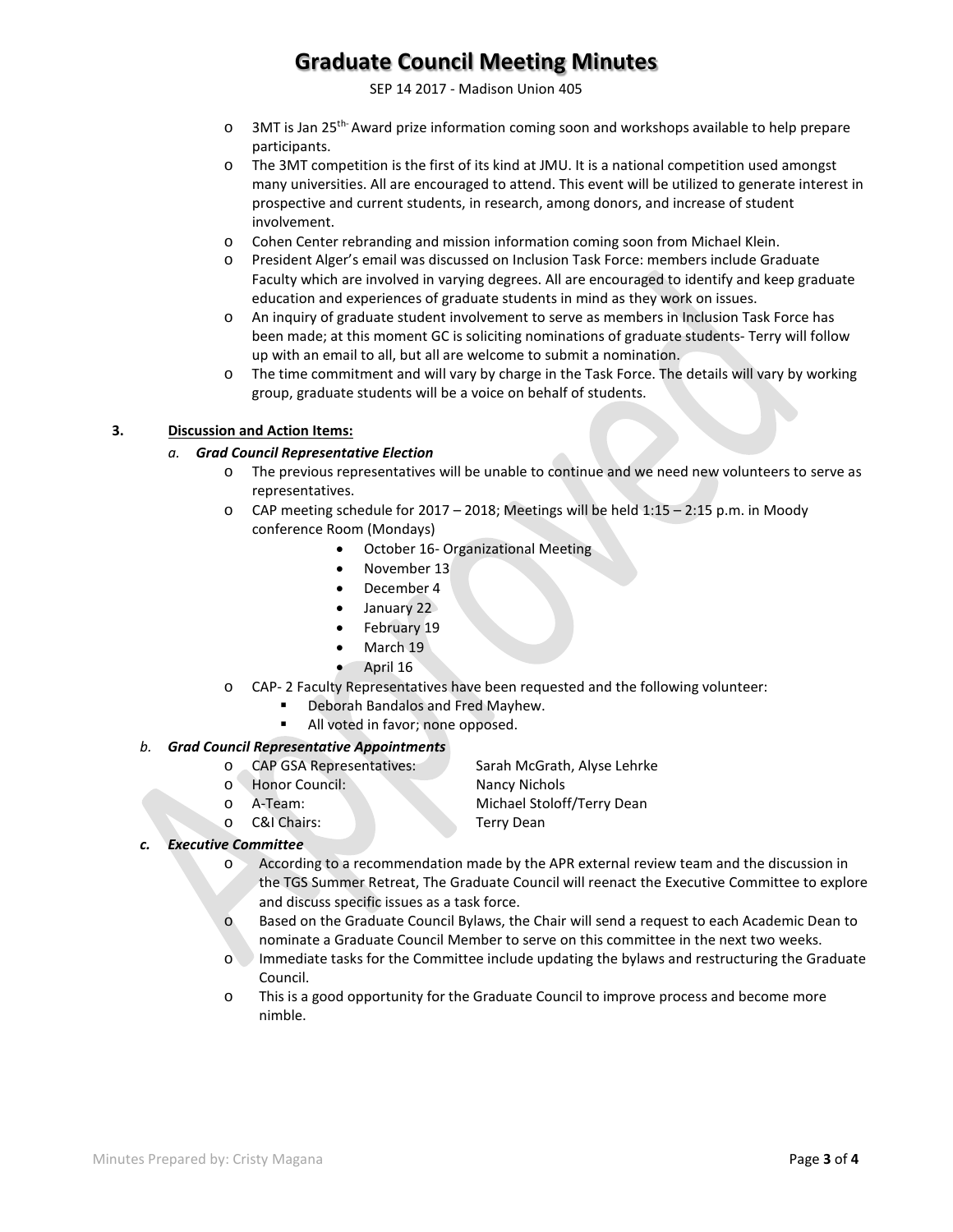- 3MT is Jan 25th- Award prize information coming soon and workshops available to help prepare participants.
- The 3MT competition is the first of its kind at JMU. It is a national competition used amongst many universities. All are encouraged to attend. This event will be utilized to generate interest in prospective and current students, in research, among donors, and increase of student involvement.
- Cohen Center rebranding and mission information coming soon from Michael Klein.
- President Alger's email was discussed on Inclusion Task Force: members include Graduate Faculty which are involved in varying degrees. All are encouraged to identify and keep graduate education and experiences of graduate students in mind as they work on issues.
- An inquiry of graduate student involvement to serve as members in Inclusion Task Force has been made; at this moment GC is soliciting nominations of graduate students- Terry will follow up with an email to all, but all are welcome to submit a nomination.
- The time commitment and will vary by charge in the Task Force. The details will vary by working group, graduate students will be a voice on behalf of students.

**3. Discussion and Action Items:**

*a. **Grad Council Representative Election***

- The previous representatives will be unable to continue and we need new volunteers to serve as representatives.
- CAP meeting schedule for 2017 – 2018; Meetings will be held 1:15 – 2:15 p.m. in Moody conference Room (Mondays)
  - October 16- Organizational Meeting
  - November 13
  - December 4
  - January 22
  - February 19
  - March 19
  - April 16
- CAP- 2 Faculty Representatives have been requested and the following volunteer:
  - Deborah Bandalos and Fred Mayhew.
  - All voted in favor; none opposed.

*b. **Grad Council Representative Appointments***

- CAP GSA Representatives: Sarah McGrath, Alyse Lehrke
- Honor Council: Nancy Nichols
- A-Team: Michael Stoloff/Terry Dean
- C&I Chairs: Terry Dean

***c. Executive Committee***

- According to a recommendation made by the APR external review team and the discussion in the TGS Summer Retreat, The Graduate Council will reenact the Executive Committee to explore and discuss specific issues as a task force.
- Based on the Graduate Council Bylaws, the Chair will send a request to each Academic Dean to nominate a Graduate Council Member to serve on this committee in the next two weeks.
- Immediate tasks for the Committee include updating the bylaws and restructuring the Graduate Council.
- This is a good opportunity for the Graduate Council to improve process and become more nimble.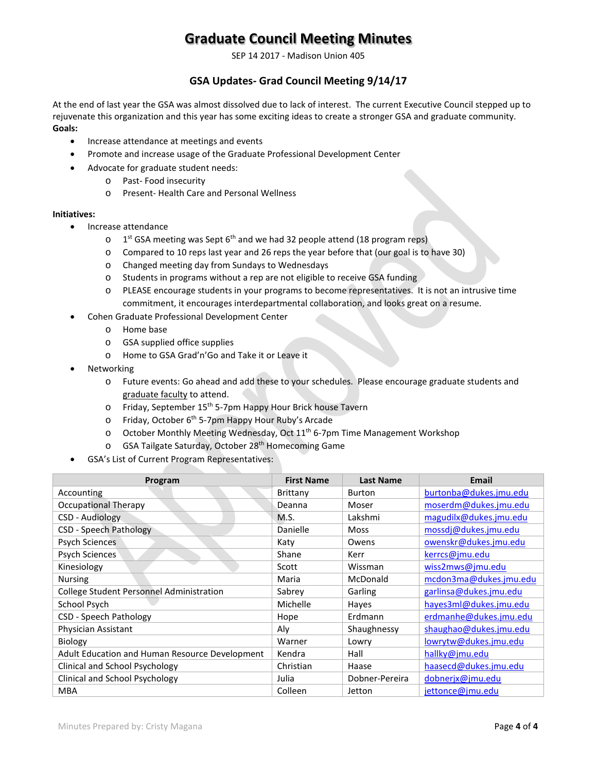# Graduate Council Meeting Minutes

SEP 14 2017 - Madison Union 405

## GSA Updates- Grad Council Meeting 9/14/17

At the end of last year the GSA was almost dissolved due to lack of interest. The current Executive Council stepped up to rejuvenate this organization and this year has some exciting ideas to create a stronger GSA and graduate community.

**Goals:**

- Increase attendance at meetings and events
- Promote and increase usage of the Graduate Professional Development Center
- Advocate for graduate student needs:
  - Past- Food insecurity
  - Present- Health Care and Personal Wellness

**Initiatives:**

- Increase attendance
  - 1st GSA meeting was Sept 6th and we had 32 people attend (18 program reps)
  - Compared to 10 reps last year and 26 reps the year before that (our goal is to have 30)
  - Changed meeting day from Sundays to Wednesdays
  - Students in programs without a rep are not eligible to receive GSA funding
  - PLEASE encourage students in your programs to become representatives. It is not an intrusive time commitment, it encourages interdepartmental collaboration, and looks great on a resume.
- Cohen Graduate Professional Development Center
  - Home base
  - GSA supplied office supplies
  - Home to GSA Grad'n'Go and Take it or Leave it
- Networking
  - Future events: Go ahead and add these to your schedules. Please encourage graduate students and graduate faculty to attend.
  - Friday, September 15th 5-7pm Happy Hour Brick house Tavern
  - Friday, October 6th 5-7pm Happy Hour Ruby's Arcade
  - October Monthly Meeting Wednesday, Oct 11th 6-7pm Time Management Workshop
  - GSA Tailgate Saturday, October 28th Homecoming Game
- GSA's List of Current Program Representatives:

| Program | First Name | Last Name | Email |
|---|---|---|---|
| Accounting | Brittany | Burton | burtonba@dukes.jmu.edu |
| Occupational Therapy | Deanna | Moser | moserdm@dukes.jmu.edu |
| CSD - Audiology | M.S. | Lakshmi | magudilx@dukes.jmu.edu |
| CSD - Speech Pathology | Danielle | Moss | mossdj@dukes.jmu.edu |
| Psych Sciences | Katy | Owens | owenskr@dukes.jmu.edu |
| Psych Sciences | Shane | Kerr | kerrcs@jmu.edu |
| Kinesiology | Scott | Wissman | wiss2mws@jmu.edu |
| Nursing | Maria | McDonald | mcdon3ma@dukes.jmu.edu |
| College Student Personnel Administration | Sabrey | Garling | garlinsa@dukes.jmu.edu |
| School Psych | Michelle | Hayes | hayes3ml@dukes.jmu.edu |
| CSD - Speech Pathology | Hope | Erdmann | erdmanhe@dukes.jmu.edu |
| Physician Assistant | Aly | Shaughnessy | shaughao@dukes.jmu.edu |
| Biology | Warner | Lowry | lowrytw@dukes.jmu.edu |
| Adult Education and Human Resource Development | Kendra | Hall | hallky@jmu.edu |
| Clinical and School Psychology | Christian | Haase | haasecd@dukes.jmu.edu |
| Clinical and School Psychology | Julia | Dobner-Pereira | dobnerjx@jmu.edu |
| MBA | Colleen | Jetton | jettonce@jmu.edu |

Minutes Prepared by: Cristy Magana